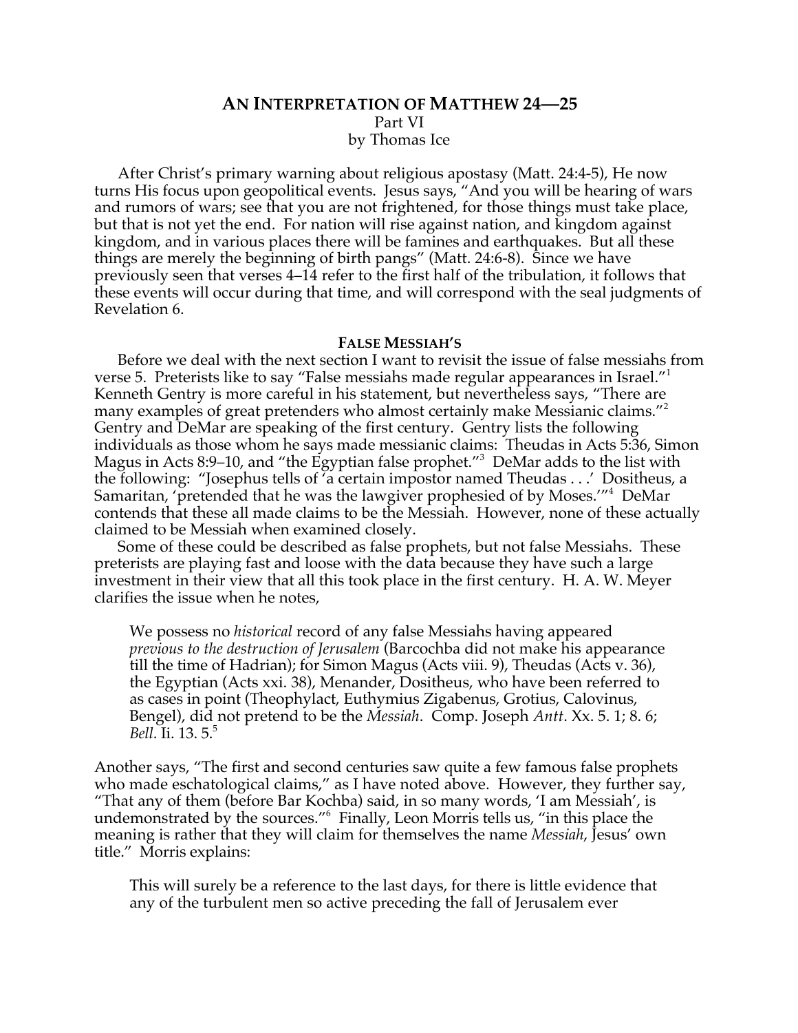# AN INTERPRETATION OF MATTHEW 24—25

Part VI

by Thomas Ice

After Christ's primary warning about religious apostasy (Matt. 24:4-5), He now turns His focus upon geopolitical events. Jesus says, "And you will be hearing of wars and rumors of wars; see that you are not frightened, for those things must take place, but that is not yet the end. For nation will rise against nation, and kingdom against kingdom, and in various places there will be famines and earthquakes. But all these things are merely the beginning of birth pangs" (Matt. 24:6-8). Since we have previously seen that verses 4–14 refer to the first half of the tribulation, it follows that these events will occur during that time, and will correspond with the seal judgments of Revelation 6.

## FALSE MESSIAH'S

Before we deal with the next section I want to revisit the issue of false messiahs from verse 5. Preterists like to say "False messiahs made regular appearances in Israel."[1] Kenneth Gentry is more careful in his statement, but nevertheless says, "There are many examples of great pretenders who almost certainly make Messianic claims."[2] Gentry and DeMar are speaking of the first century. Gentry lists the following individuals as those whom he says made messianic claims: Theudas in Acts 5:36, Simon Magus in Acts 8:9–10, and "the Egyptian false prophet."[3] DeMar adds to the list with the following: "Josephus tells of 'a certain impostor named Theudas . . .' Dositheus, a Samaritan, 'pretended that he was the lawgiver prophesied of by Moses.'"[4] DeMar contends that these all made claims to be the Messiah. However, none of these actually claimed to be Messiah when examined closely.

Some of these could be described as false prophets, but not false Messiahs. These preterists are playing fast and loose with the data because they have such a large investment in their view that all this took place in the first century. H. A. W. Meyer clarifies the issue when he notes,

> We possess no *historical* record of any false Messiahs having appeared *previous to the destruction of Jerusalem* (Barcochba did not make his appearance till the time of Hadrian); for Simon Magus (Acts viii. 9), Theudas (Acts v. 36), the Egyptian (Acts xxi. 38), Menander, Dositheus, who have been referred to as cases in point (Theophylact, Euthymius Zigabenus, Grotius, Calovinus, Bengel), did not pretend to be the *Messiah*. Comp. Joseph *Antt*. Xx. 5. 1; 8. 6; *Bell*. Ii. 13. 5.[5]

Another says, "The first and second centuries saw quite a few famous false prophets who made eschatological claims," as I have noted above. However, they further say, "That any of them (before Bar Kochba) said, in so many words, 'I am Messiah', is undemonstrated by the sources."[6] Finally, Leon Morris tells us, "in this place the meaning is rather that they will claim for themselves the name *Messiah*, Jesus' own title." Morris explains:

> This will surely be a reference to the last days, for there is little evidence that any of the turbulent men so active preceding the fall of Jerusalem ever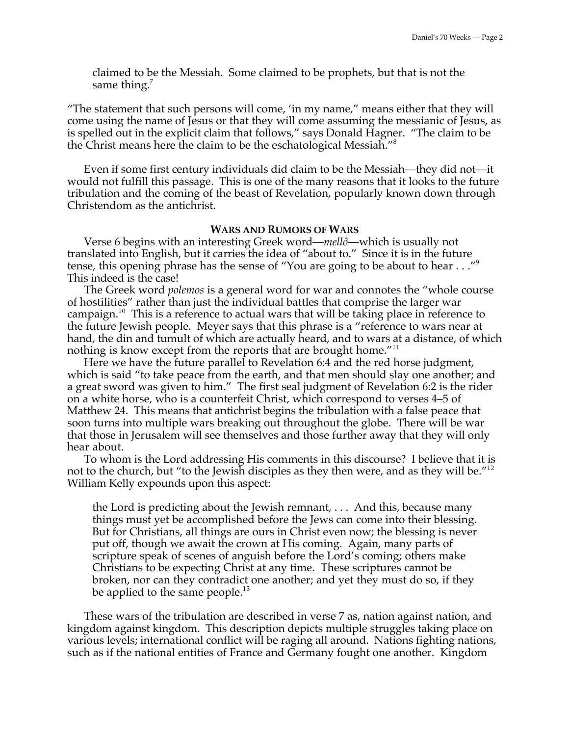> claimed to be the Messiah. Some claimed to be prophets, but that is not the same thing.[7]

"The statement that such persons will come, 'in my name," means either that they will come using the name of Jesus or that they will come assuming the messianic of Jesus, as is spelled out in the explicit claim that follows," says Donald Hagner. "The claim to be the Christ means here the claim to be the eschatological Messiah."[8]

Even if some first century individuals did claim to be the Messiah—they did not—it would not fulfill this passage. This is one of the many reasons that it looks to the future tribulation and the coming of the beast of Revelation, popularly known down through Christendom as the antichrist.

### WARS AND RUMORS OF WARS

Verse 6 begins with an interesting Greek word—*mellô*—which is usually not translated into English, but it carries the idea of "about to." Since it is in the future tense, this opening phrase has the sense of "You are going to be about to hear . . ."[9] This indeed is the case!

The Greek word *polemos* is a general word for war and connotes the "whole course of hostilities" rather than just the individual battles that comprise the larger war campaign.[10] This is a reference to actual wars that will be taking place in reference to the future Jewish people. Meyer says that this phrase is a "reference to wars near at hand, the din and tumult of which are actually heard, and to wars at a distance, of which nothing is know except from the reports that are brought home."[11]

Here we have the future parallel to Revelation 6:4 and the red horse judgment, which is said "to take peace from the earth, and that men should slay one another; and a great sword was given to him." The first seal judgment of Revelation 6:2 is the rider on a white horse, who is a counterfeit Christ, which correspond to verses 4–5 of Matthew 24. This means that antichrist begins the tribulation with a false peace that soon turns into multiple wars breaking out throughout the globe. There will be war that those in Jerusalem will see themselves and those further away that they will only hear about.

To whom is the Lord addressing His comments in this discourse? I believe that it is not to the church, but "to the Jewish disciples as they then were, and as they will be."[12] William Kelly expounds upon this aspect:

> the Lord is predicting about the Jewish remnant, . . . And this, because many things must yet be accomplished before the Jews can come into their blessing. But for Christians, all things are ours in Christ even now; the blessing is never put off, though we await the crown at His coming. Again, many parts of scripture speak of scenes of anguish before the Lord's coming; others make Christians to be expecting Christ at any time. These scriptures cannot be broken, nor can they contradict one another; and yet they must do so, if they be applied to the same people.[13]

These wars of the tribulation are described in verse 7 as, nation against nation, and kingdom against kingdom. This description depicts multiple struggles taking place on various levels; international conflict will be raging all around. Nations fighting nations, such as if the national entities of France and Germany fought one another. Kingdom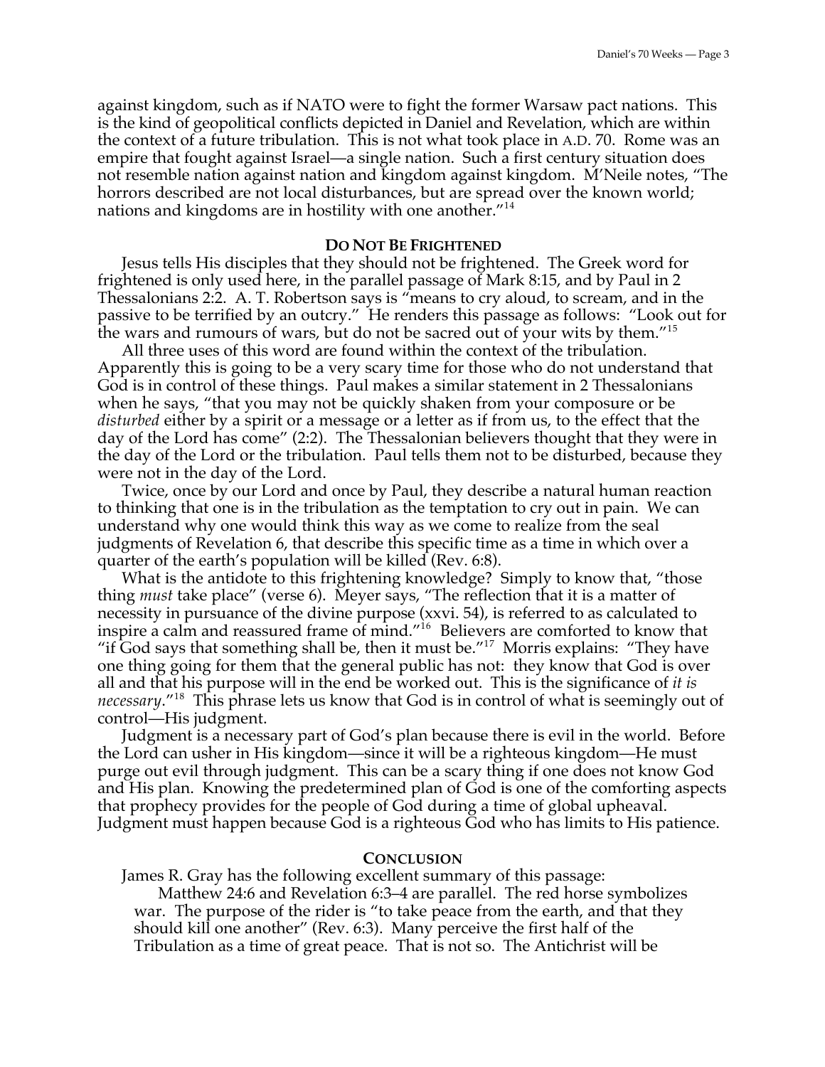against kingdom, such as if NATO were to fight the former Warsaw pact nations. This is the kind of geopolitical conflicts depicted in Daniel and Revelation, which are within the context of a future tribulation. This is not what took place in A.D. 70. Rome was an empire that fought against Israel—a single nation. Such a first century situation does not resemble nation against nation and kingdom against kingdom. M'Neile notes, "The horrors described are not local disturbances, but are spread over the known world; nations and kingdoms are in hostility with one another."[14]

### DO NOT BE FRIGHTENED

Jesus tells His disciples that they should not be frightened. The Greek word for frightened is only used here, in the parallel passage of Mark 8:15, and by Paul in 2 Thessalonians 2:2. A. T. Robertson says is "means to cry aloud, to scream, and in the passive to be terrified by an outcry." He renders this passage as follows: "Look out for the wars and rumours of wars, but do not be sacred out of your wits by them."[15]

All three uses of this word are found within the context of the tribulation. Apparently this is going to be a very scary time for those who do not understand that God is in control of these things. Paul makes a similar statement in 2 Thessalonians when he says, "that you may not be quickly shaken from your composure or be *disturbed* either by a spirit or a message or a letter as if from us, to the effect that the day of the Lord has come" (2:2). The Thessalonian believers thought that they were in the day of the Lord or the tribulation. Paul tells them not to be disturbed, because they were not in the day of the Lord.

Twice, once by our Lord and once by Paul, they describe a natural human reaction to thinking that one is in the tribulation as the temptation to cry out in pain. We can understand why one would think this way as we come to realize from the seal judgments of Revelation 6, that describe this specific time as a time in which over a quarter of the earth's population will be killed (Rev. 6:8).

What is the antidote to this frightening knowledge? Simply to know that, "those thing *must* take place" (verse 6). Meyer says, "The reflection that it is a matter of necessity in pursuance of the divine purpose (xxvi. 54), is referred to as calculated to inspire a calm and reassured frame of mind."[16] Believers are comforted to know that "if God says that something shall be, then it must be."[17] Morris explains: "They have one thing going for them that the general public has not: they know that God is over all and that his purpose will in the end be worked out. This is the significance of *it is necessary*."[18] This phrase lets us know that God is in control of what is seemingly out of control—His judgment.

Judgment is a necessary part of God's plan because there is evil in the world. Before the Lord can usher in His kingdom—since it will be a righteous kingdom—He must purge out evil through judgment. This can be a scary thing if one does not know God and His plan. Knowing the predetermined plan of God is one of the comforting aspects that prophecy provides for the people of God during a time of global upheaval. Judgment must happen because God is a righteous God who has limits to His patience.

### CONCLUSION

James R. Gray has the following excellent summary of this passage:

> Matthew 24:6 and Revelation 6:3–4 are parallel. The red horse symbolizes war. The purpose of the rider is "to take peace from the earth, and that they should kill one another" (Rev. 6:3). Many perceive the first half of the Tribulation as a time of great peace. That is not so. The Antichrist will be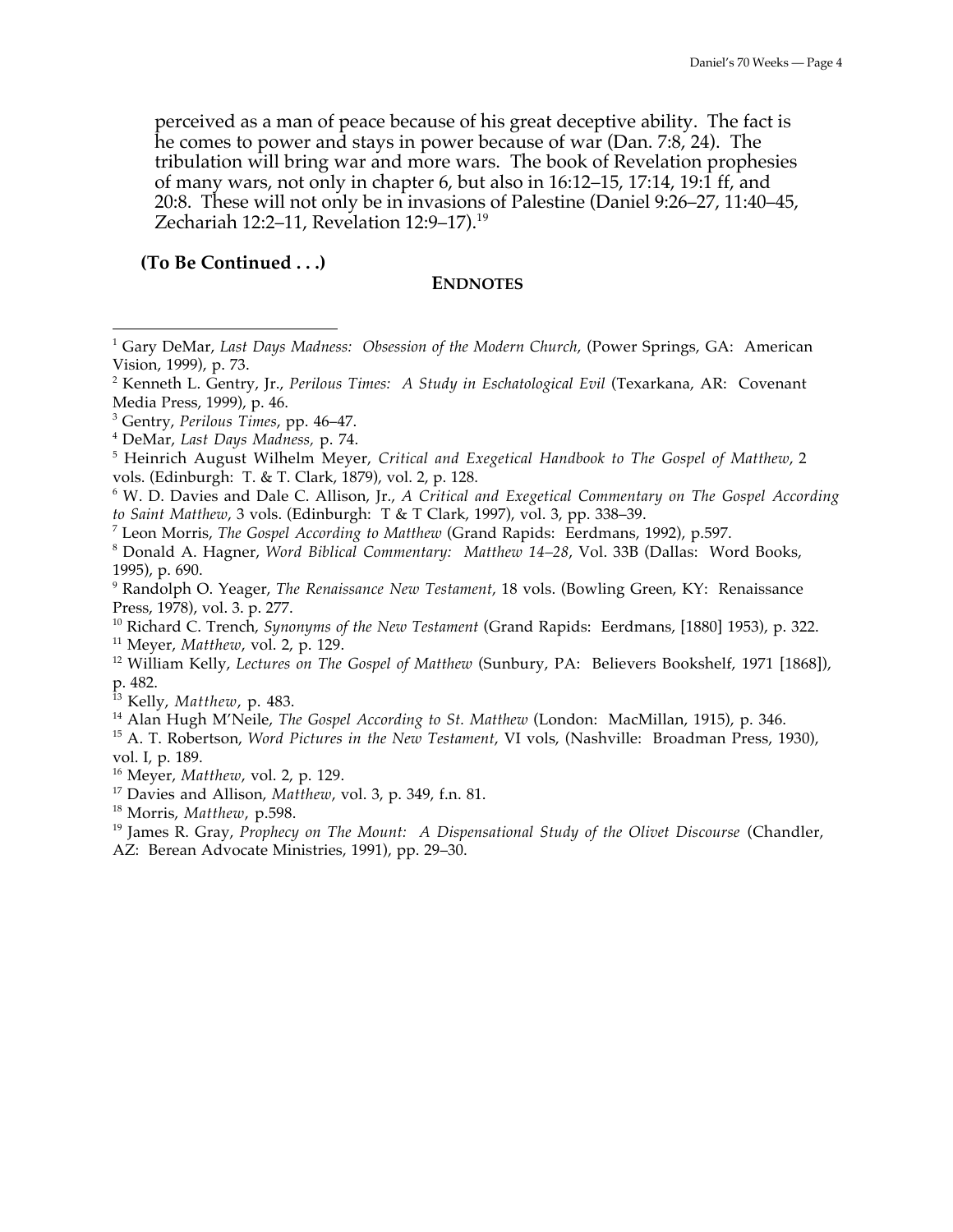perceived as a man of peace because of his great deceptive ability. The fact is he comes to power and stays in power because of war (Dan. 7:8, 24). The tribulation will bring war and more wars. The book of Revelation prophesies of many wars, not only in chapter 6, but also in 16:12–15, 17:14, 19:1 ff, and 20:8. These will not only be in invasions of Palestine (Daniel 9:26–27, 11:40–45, Zechariah 12:2–11, Revelation 12:9–17).[19]

**(To Be Continued . . .)**

## ENDNOTES

[1] Gary DeMar, *Last Days Madness: Obsession of the Modern Church*, (Power Springs, GA: American Vision, 1999), p. 73.

[2] Kenneth L. Gentry, Jr., *Perilous Times: A Study in Eschatological Evil* (Texarkana, AR: Covenant Media Press, 1999), p. 46.

[3] Gentry, *Perilous Times*, pp. 46–47.

[4] DeMar, *Last Days Madness,* p. 74.

[5] Heinrich August Wilhelm Meyer, *Critical and Exegetical Handbook to The Gospel of Matthew*, 2 vols. (Edinburgh: T. & T. Clark, 1879), vol. 2, p. 128.

[6] W. D. Davies and Dale C. Allison, Jr., *A Critical and Exegetical Commentary on The Gospel According to Saint Matthew*, 3 vols. (Edinburgh: T & T Clark, 1997), vol. 3, pp. 338–39.

[7] Leon Morris, *The Gospel According to Matthew* (Grand Rapids: Eerdmans, 1992), p.597.

[8] Donald A. Hagner, *Word Biblical Commentary: Matthew 14–28*, Vol. 33B (Dallas: Word Books, 1995), p. 690.

[9] Randolph O. Yeager, *The Renaissance New Testament*, 18 vols. (Bowling Green, KY: Renaissance Press, 1978), vol. 3. p. 277.

[10] Richard C. Trench, *Synonyms of the New Testament* (Grand Rapids: Eerdmans, [1880] 1953), p. 322.

[11] Meyer, *Matthew*, vol. 2, p. 129.

[12] William Kelly, *Lectures on The Gospel of Matthew* (Sunbury, PA: Believers Bookshelf, 1971 [1868]), p. 482.

[13] Kelly, *Matthew*, p. 483.

[14] Alan Hugh M'Neile, *The Gospel According to St. Matthew* (London: MacMillan, 1915), p. 346.

[15] A. T. Robertson, *Word Pictures in the New Testament*, VI vols, (Nashville: Broadman Press, 1930), vol. I, p. 189.

[16] Meyer, *Matthew*, vol. 2, p. 129.

[17] Davies and Allison, *Matthew*, vol. 3, p. 349, f.n. 81.

[18] Morris, *Matthew*, p.598.

[19] James R. Gray, *Prophecy on The Mount: A Dispensational Study of the Olivet Discourse* (Chandler, AZ: Berean Advocate Ministries, 1991), pp. 29–30.